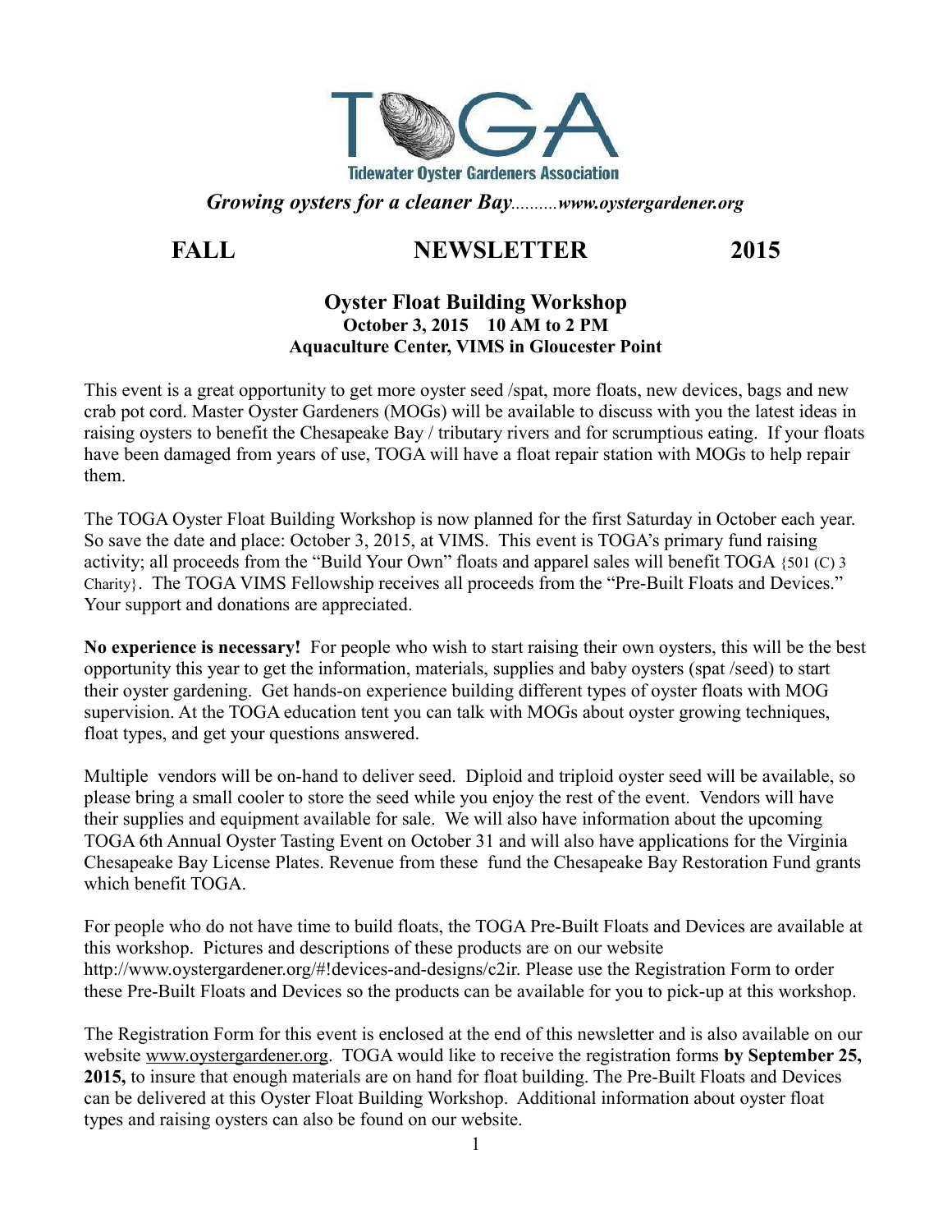# TOGA

**Tidewater Oyster Gardeners Association**

***Growing oysters for a cleaner Bay**..........**www.oystergardener.org***

# FALL NEWSLETTER 2015

## Oyster Float Building Workshop

**October 3, 2015 10 AM to 2 PM**

**Aquaculture Center, VIMS in Gloucester Point**

This event is a great opportunity to get more oyster seed /spat, more floats, new devices, bags and new crab pot cord. Master Oyster Gardeners (MOGs) will be available to discuss with you the latest ideas in raising oysters to benefit the Chesapeake Bay / tributary rivers and for scrumptious eating. If your floats have been damaged from years of use, TOGA will have a float repair station with MOGs to help repair them.

The TOGA Oyster Float Building Workshop is now planned for the first Saturday in October each year. So save the date and place: October 3, 2015, at VIMS. This event is TOGA's primary fund raising activity; all proceeds from the "Build Your Own" floats and apparel sales will benefit TOGA {501 (C) 3 Charity}. The TOGA VIMS Fellowship receives all proceeds from the "Pre-Built Floats and Devices." Your support and donations are appreciated.

**No experience is necessary!** For people who wish to start raising their own oysters, this will be the best opportunity this year to get the information, materials, supplies and baby oysters (spat /seed) to start their oyster gardening. Get hands-on experience building different types of oyster floats with MOG supervision. At the TOGA education tent you can talk with MOGs about oyster growing techniques, float types, and get your questions answered.

Multiple vendors will be on-hand to deliver seed. Diploid and triploid oyster seed will be available, so please bring a small cooler to store the seed while you enjoy the rest of the event. Vendors will have their supplies and equipment available for sale. We will also have information about the upcoming TOGA 6th Annual Oyster Tasting Event on October 31 and will also have applications for the Virginia Chesapeake Bay License Plates. Revenue from these fund the Chesapeake Bay Restoration Fund grants which benefit TOGA.

For people who do not have time to build floats, the TOGA Pre-Built Floats and Devices are available at this workshop. Pictures and descriptions of these products are on our website http://www.oystergardener.org/#!devices-and-designs/c2ir. Please use the Registration Form to order these Pre-Built Floats and Devices so the products can be available for you to pick-up at this workshop.

The Registration Form for this event is enclosed at the end of this newsletter and is also available on our website www.oystergardener.org. TOGA would like to receive the registration forms **by September 25, 2015,** to insure that enough materials are on hand for float building. The Pre-Built Floats and Devices can be delivered at this Oyster Float Building Workshop. Additional information about oyster float types and raising oysters can also be found on our website.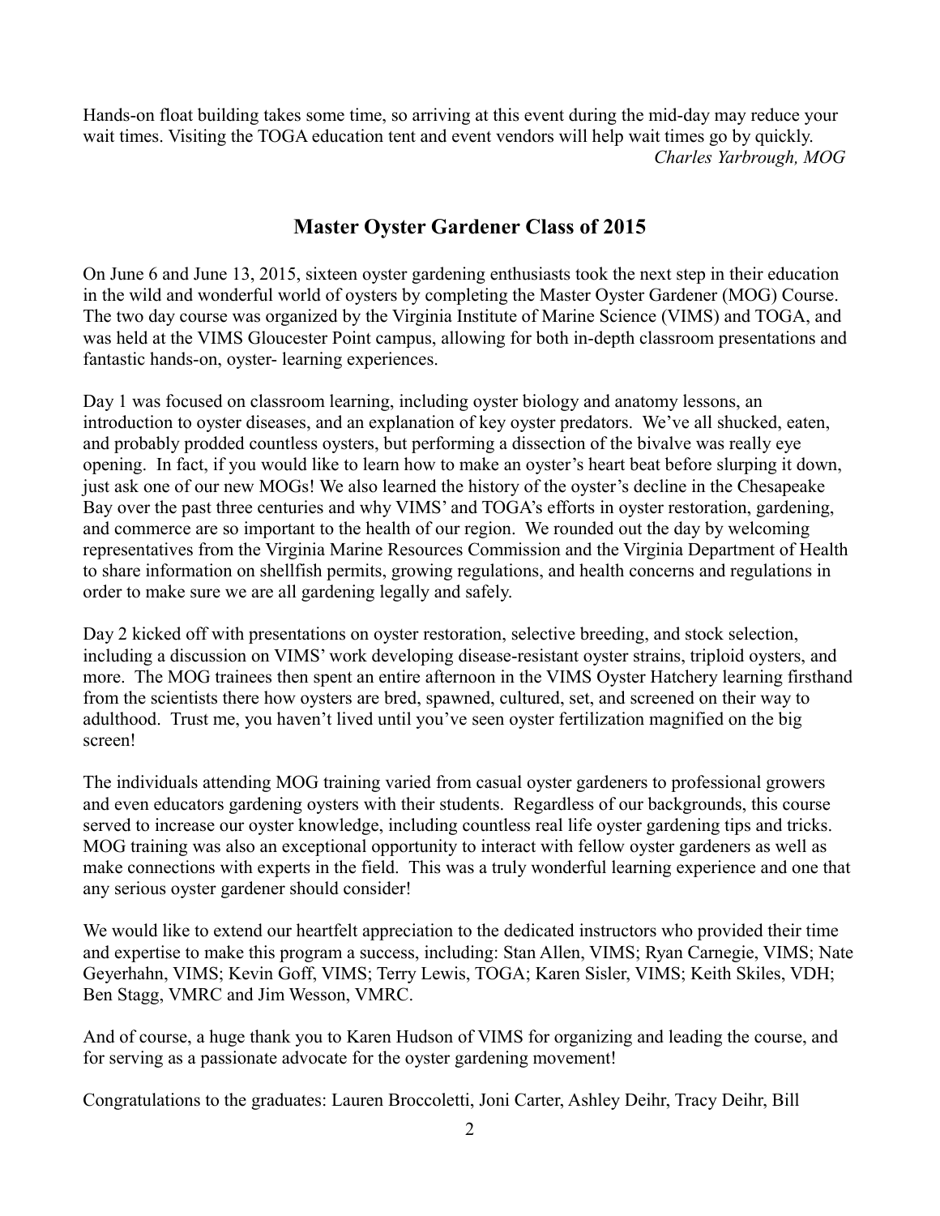Hands-on float building takes some time, so arriving at this event during the mid-day may reduce your wait times. Visiting the TOGA education tent and event vendors will help wait times go by quickly.

*Charles Yarbrough, MOG*

## Master Oyster Gardener Class of 2015

On June 6 and June 13, 2015, sixteen oyster gardening enthusiasts took the next step in their education in the wild and wonderful world of oysters by completing the Master Oyster Gardener (MOG) Course. The two day course was organized by the Virginia Institute of Marine Science (VIMS) and TOGA, and was held at the VIMS Gloucester Point campus, allowing for both in-depth classroom presentations and fantastic hands-on, oyster- learning experiences.

Day 1 was focused on classroom learning, including oyster biology and anatomy lessons, an introduction to oyster diseases, and an explanation of key oyster predators. We've all shucked, eaten, and probably prodded countless oysters, but performing a dissection of the bivalve was really eye opening. In fact, if you would like to learn how to make an oyster's heart beat before slurping it down, just ask one of our new MOGs! We also learned the history of the oyster's decline in the Chesapeake Bay over the past three centuries and why VIMS' and TOGA's efforts in oyster restoration, gardening, and commerce are so important to the health of our region. We rounded out the day by welcoming representatives from the Virginia Marine Resources Commission and the Virginia Department of Health to share information on shellfish permits, growing regulations, and health concerns and regulations in order to make sure we are all gardening legally and safely.

Day 2 kicked off with presentations on oyster restoration, selective breeding, and stock selection, including a discussion on VIMS' work developing disease-resistant oyster strains, triploid oysters, and more. The MOG trainees then spent an entire afternoon in the VIMS Oyster Hatchery learning firsthand from the scientists there how oysters are bred, spawned, cultured, set, and screened on their way to adulthood. Trust me, you haven't lived until you've seen oyster fertilization magnified on the big screen!

The individuals attending MOG training varied from casual oyster gardeners to professional growers and even educators gardening oysters with their students. Regardless of our backgrounds, this course served to increase our oyster knowledge, including countless real life oyster gardening tips and tricks. MOG training was also an exceptional opportunity to interact with fellow oyster gardeners as well as make connections with experts in the field. This was a truly wonderful learning experience and one that any serious oyster gardener should consider!

We would like to extend our heartfelt appreciation to the dedicated instructors who provided their time and expertise to make this program a success, including: Stan Allen, VIMS; Ryan Carnegie, VIMS; Nate Geyerhahn, VIMS; Kevin Goff, VIMS; Terry Lewis, TOGA; Karen Sisler, VIMS; Keith Skiles, VDH; Ben Stagg, VMRC and Jim Wesson, VMRC.

And of course, a huge thank you to Karen Hudson of VIMS for organizing and leading the course, and for serving as a passionate advocate for the oyster gardening movement!

Congratulations to the graduates: Lauren Broccoletti, Joni Carter, Ashley Deihr, Tracy Deihr, Bill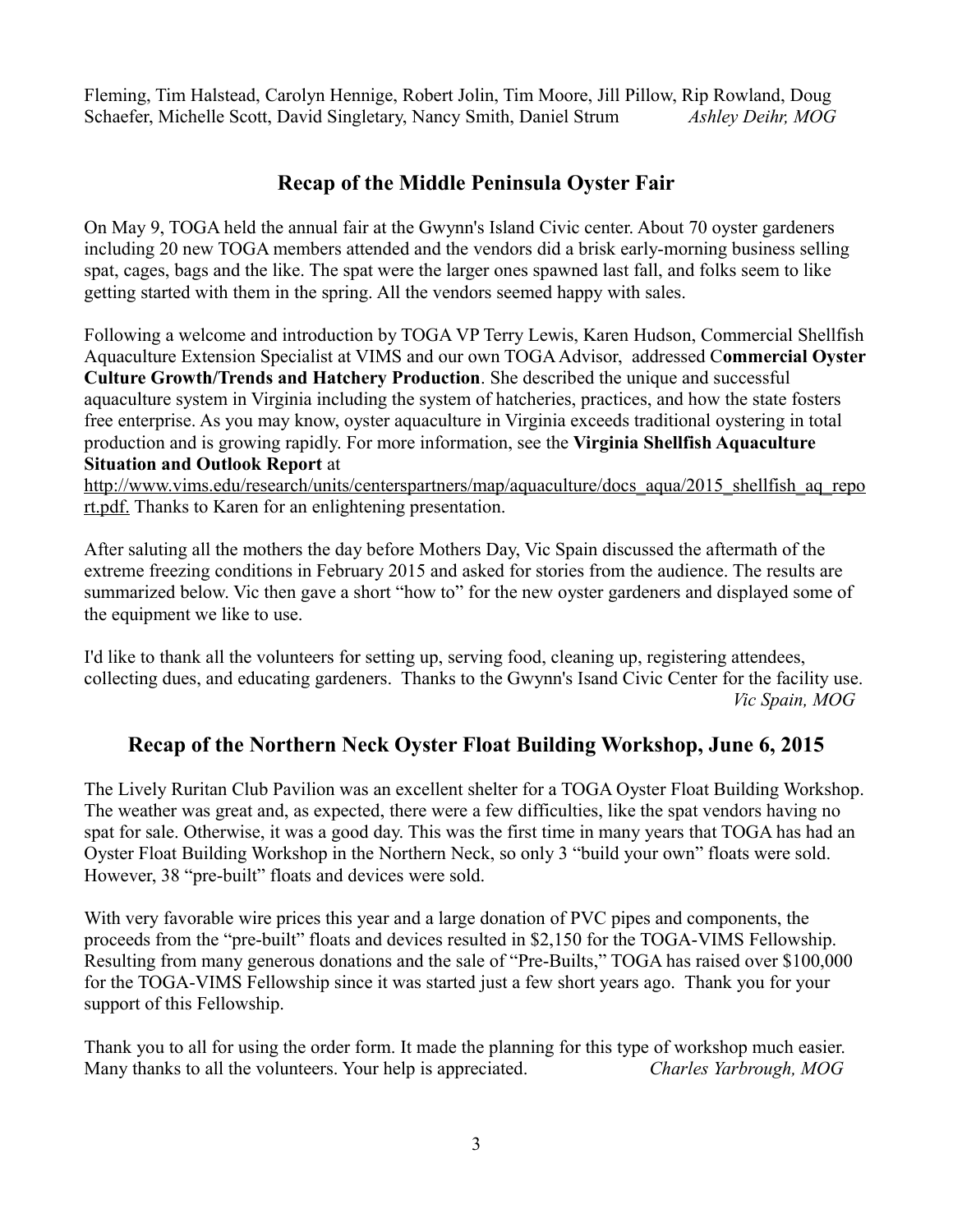Fleming, Tim Halstead, Carolyn Hennige, Robert Jolin, Tim Moore, Jill Pillow, Rip Rowland, Doug Schaefer, Michelle Scott, David Singletary, Nancy Smith, Daniel Strum *Ashley Deihr, MOG*

## Recap of the Middle Peninsula Oyster Fair

On May 9, TOGA held the annual fair at the Gwynn's Island Civic center. About 70 oyster gardeners including 20 new TOGA members attended and the vendors did a brisk early-morning business selling spat, cages, bags and the like. The spat were the larger ones spawned last fall, and folks seem to like getting started with them in the spring. All the vendors seemed happy with sales.

Following a welcome and introduction by TOGA VP Terry Lewis, Karen Hudson, Commercial Shellfish Aquaculture Extension Specialist at VIMS and our own TOGA Advisor, addressed C**ommercial Oyster Culture Growth/Trends and Hatchery Production**. She described the unique and successful aquaculture system in Virginia including the system of hatcheries, practices, and how the state fosters free enterprise. As you may know, oyster aquaculture in Virginia exceeds traditional oystering in total production and is growing rapidly. For more information, see the **Virginia Shellfish Aquaculture Situation and Outlook Report** at http://www.vims.edu/research/units/centerspartners/map/aquaculture/docs_aqua/2015_shellfish_aq_report.pdf. Thanks to Karen for an enlightening presentation.

After saluting all the mothers the day before Mothers Day, Vic Spain discussed the aftermath of the extreme freezing conditions in February 2015 and asked for stories from the audience. The results are summarized below. Vic then gave a short "how to" for the new oyster gardeners and displayed some of the equipment we like to use.

I'd like to thank all the volunteers for setting up, serving food, cleaning up, registering attendees, collecting dues, and educating gardeners. Thanks to the Gwynn's Isand Civic Center for the facility use. *Vic Spain, MOG*

## Recap of the Northern Neck Oyster Float Building Workshop, June 6, 2015

The Lively Ruritan Club Pavilion was an excellent shelter for a TOGA Oyster Float Building Workshop. The weather was great and, as expected, there were a few difficulties, like the spat vendors having no spat for sale. Otherwise, it was a good day. This was the first time in many years that TOGA has had an Oyster Float Building Workshop in the Northern Neck, so only 3 "build your own" floats were sold. However, 38 "pre-built" floats and devices were sold.

With very favorable wire prices this year and a large donation of PVC pipes and components, the proceeds from the "pre-built" floats and devices resulted in $2,150 for the TOGA-VIMS Fellowship. Resulting from many generous donations and the sale of "Pre-Builts," TOGA has raised over $100,000 for the TOGA-VIMS Fellowship since it was started just a few short years ago. Thank you for your support of this Fellowship.

Thank you to all for using the order form. It made the planning for this type of workshop much easier. Many thanks to all the volunteers. Your help is appreciated. *Charles Yarbrough, MOG*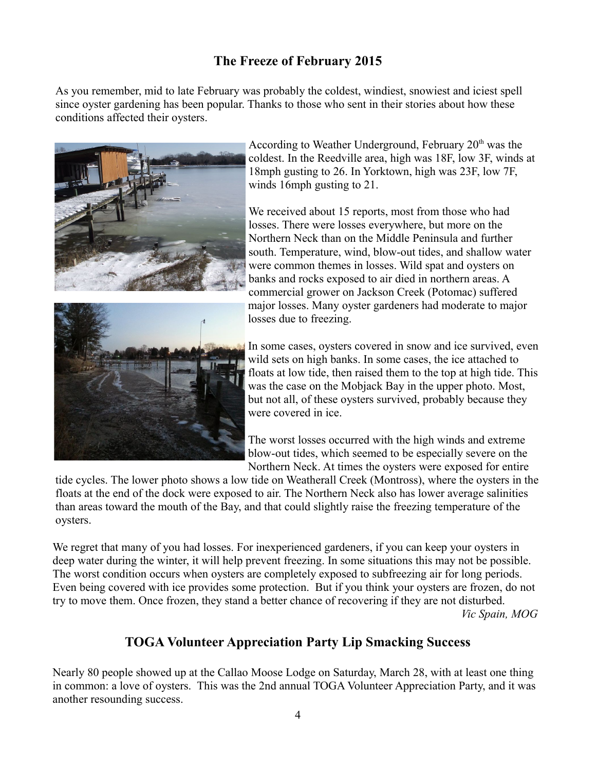## The Freeze of February 2015

As you remember, mid to late February was probably the coldest, windiest, snowiest and iciest spell since oyster gardening has been popular. Thanks to those who sent in their stories about how these conditions affected their oysters.

According to Weather Underground, February 20th was the coldest. In the Reedville area, high was 18F, low 3F, winds at 18mph gusting to 26. In Yorktown, high was 23F, low 7F, winds 16mph gusting to 21.

We received about 15 reports, most from those who had losses. There were losses everywhere, but more on the Northern Neck than on the Middle Peninsula and further south. Temperature, wind, blow-out tides, and shallow water were common themes in losses. Wild spat and oysters on banks and rocks exposed to air died in northern areas. A commercial grower on Jackson Creek (Potomac) suffered major losses. Many oyster gardeners had moderate to major losses due to freezing.

In some cases, oysters covered in snow and ice survived, even wild sets on high banks. In some cases, the ice attached to floats at low tide, then raised them to the top at high tide. This was the case on the Mobjack Bay in the upper photo. Most, but not all, of these oysters survived, probably because they were covered in ice.

The worst losses occurred with the high winds and extreme blow-out tides, which seemed to be especially severe on the Northern Neck. At times the oysters were exposed for entire tide cycles. The lower photo shows a low tide on Weatherall Creek (Montross), where the oysters in the floats at the end of the dock were exposed to air. The Northern Neck also has lower average salinities than areas toward the mouth of the Bay, and that could slightly raise the freezing temperature of the oysters.

We regret that many of you had losses. For inexperienced gardeners, if you can keep your oysters in deep water during the winter, it will help prevent freezing. In some situations this may not be possible. The worst condition occurs when oysters are completely exposed to subfreezing air for long periods. Even being covered with ice provides some protection. But if you think your oysters are frozen, do not try to move them. Once frozen, they stand a better chance of recovering if they are not disturbed.

*Vic Spain, MOG*

## TOGA Volunteer Appreciation Party Lip Smacking Success

Nearly 80 people showed up at the Callao Moose Lodge on Saturday, March 28, with at least one thing in common: a love of oysters. This was the 2nd annual TOGA Volunteer Appreciation Party, and it was another resounding success.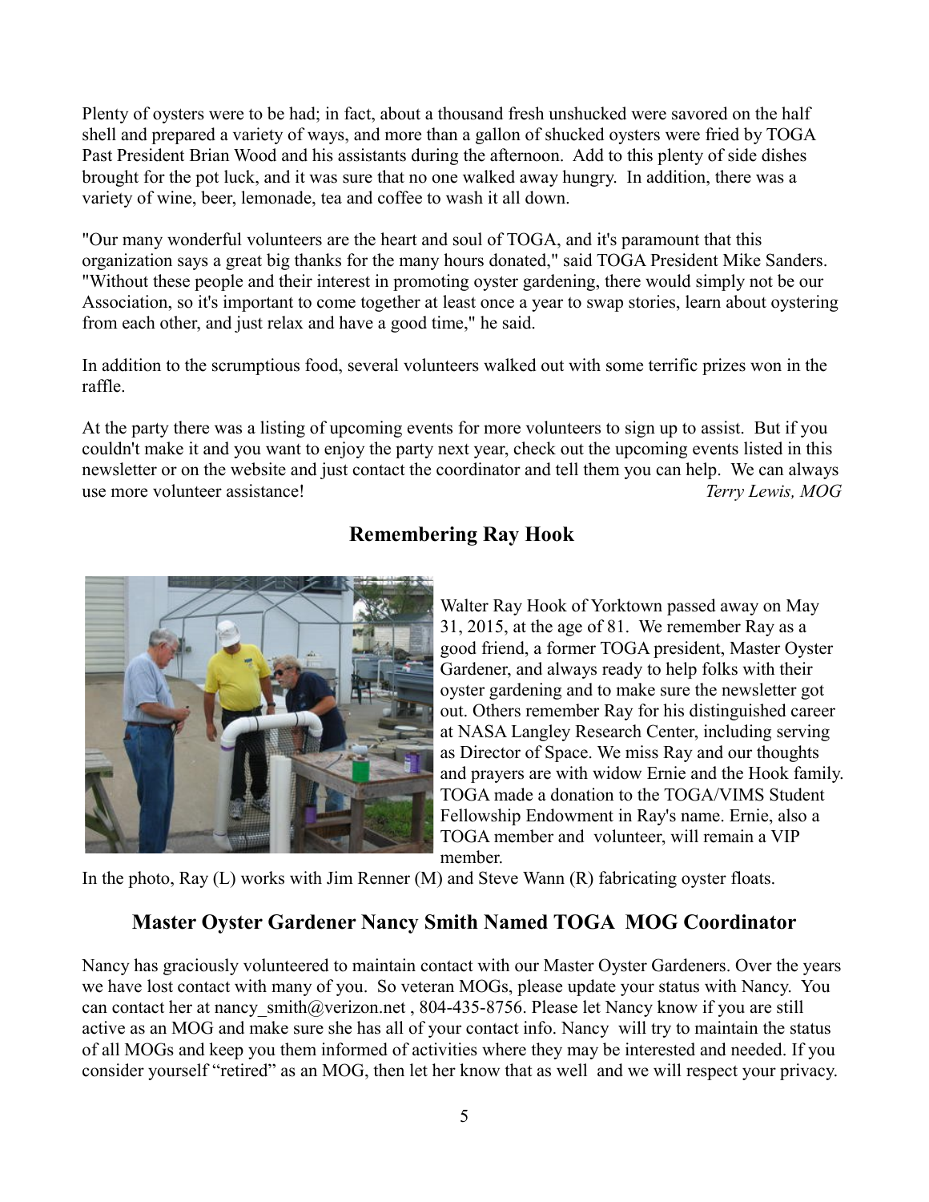Plenty of oysters were to be had; in fact, about a thousand fresh unshucked were savored on the half shell and prepared a variety of ways, and more than a gallon of shucked oysters were fried by TOGA Past President Brian Wood and his assistants during the afternoon. Add to this plenty of side dishes brought for the pot luck, and it was sure that no one walked away hungry. In addition, there was a variety of wine, beer, lemonade, tea and coffee to wash it all down.

"Our many wonderful volunteers are the heart and soul of TOGA, and it's paramount that this organization says a great big thanks for the many hours donated," said TOGA President Mike Sanders. "Without these people and their interest in promoting oyster gardening, there would simply not be our Association, so it's important to come together at least once a year to swap stories, learn about oystering from each other, and just relax and have a good time," he said.

In addition to the scrumptious food, several volunteers walked out with some terrific prizes won in the raffle.

At the party there was a listing of upcoming events for more volunteers to sign up to assist. But if you couldn't make it and you want to enjoy the party next year, check out the upcoming events listed in this newsletter or on the website and just contact the coordinator and tell them you can help. We can always use more volunteer assistance! *Terry Lewis, MOG*

## Remembering Ray Hook

Walter Ray Hook of Yorktown passed away on May 31, 2015, at the age of 81. We remember Ray as a good friend, a former TOGA president, Master Oyster Gardener, and always ready to help folks with their oyster gardening and to make sure the newsletter got out. Others remember Ray for his distinguished career at NASA Langley Research Center, including serving as Director of Space. We miss Ray and our thoughts and prayers are with widow Ernie and the Hook family. TOGA made a donation to the TOGA/VIMS Student Fellowship Endowment in Ray's name. Ernie, also a TOGA member and volunteer, will remain a VIP member.

In the photo, Ray (L) works with Jim Renner (M) and Steve Wann (R) fabricating oyster floats.

## Master Oyster Gardener Nancy Smith Named TOGA MOG Coordinator

Nancy has graciously volunteered to maintain contact with our Master Oyster Gardeners. Over the years we have lost contact with many of you. So veteran MOGs, please update your status with Nancy. You can contact her at nancy_smith@verizon.net , 804-435-8756. Please let Nancy know if you are still active as an MOG and make sure she has all of your contact info. Nancy will try to maintain the status of all MOGs and keep you them informed of activities where they may be interested and needed. If you consider yourself "retired" as an MOG, then let her know that as well and we will respect your privacy.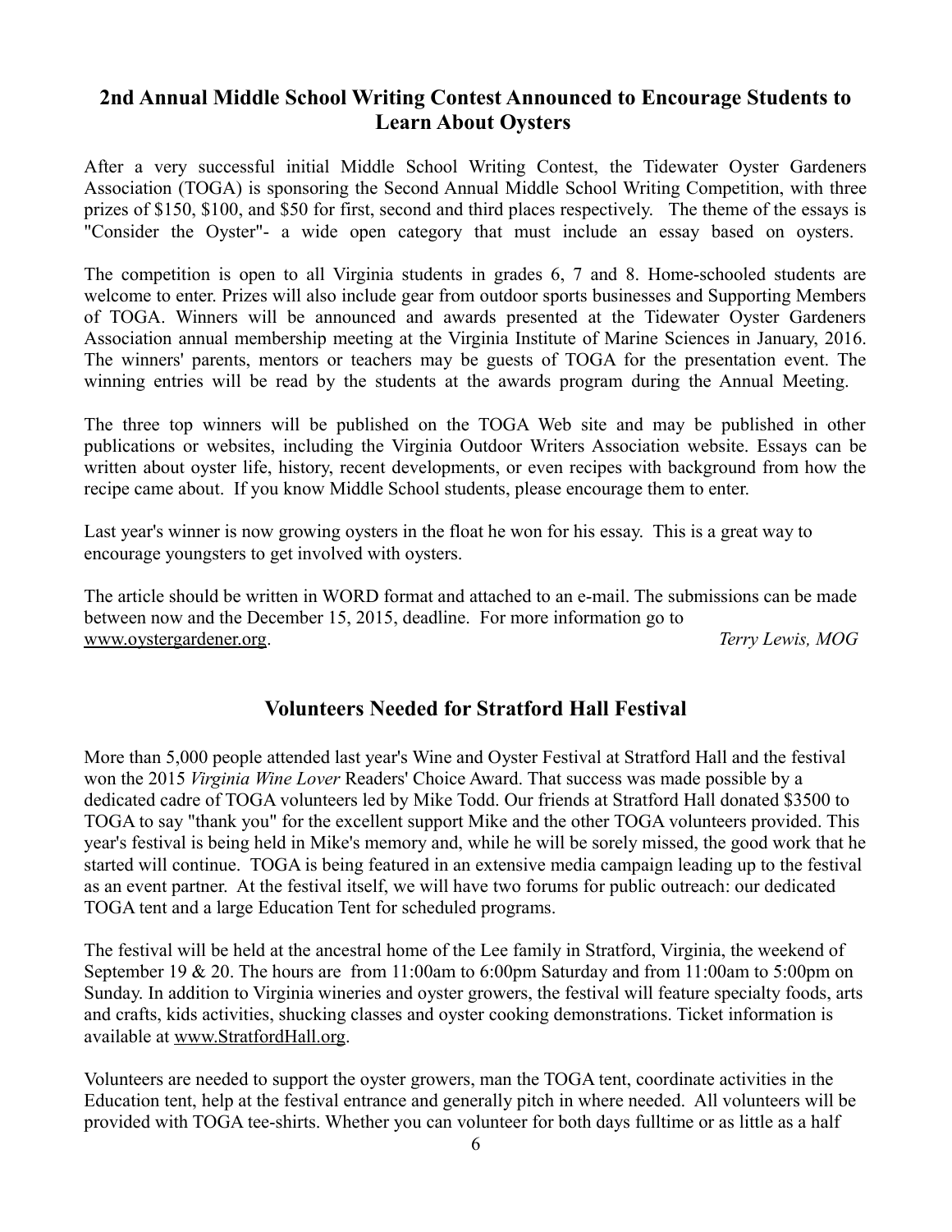## 2nd Annual Middle School Writing Contest Announced to Encourage Students to Learn About Oysters

After a very successful initial Middle School Writing Contest, the Tidewater Oyster Gardeners Association (TOGA) is sponsoring the Second Annual Middle School Writing Competition, with three prizes of $150, $100, and $50 for first, second and third places respectively. The theme of the essays is "Consider the Oyster"- a wide open category that must include an essay based on oysters.

The competition is open to all Virginia students in grades 6, 7 and 8. Home-schooled students are welcome to enter. Prizes will also include gear from outdoor sports businesses and Supporting Members of TOGA. Winners will be announced and awards presented at the Tidewater Oyster Gardeners Association annual membership meeting at the Virginia Institute of Marine Sciences in January, 2016. The winners' parents, mentors or teachers may be guests of TOGA for the presentation event. The winning entries will be read by the students at the awards program during the Annual Meeting.

The three top winners will be published on the TOGA Web site and may be published in other publications or websites, including the Virginia Outdoor Writers Association website. Essays can be written about oyster life, history, recent developments, or even recipes with background from how the recipe came about. If you know Middle School students, please encourage them to enter.

Last year's winner is now growing oysters in the float he won for his essay. This is a great way to encourage youngsters to get involved with oysters.

The article should be written in WORD format and attached to an e-mail. The submissions can be made between now and the December 15, 2015, deadline. For more information go to www.oystergardener.org.

*Terry Lewis, MOG*

## Volunteers Needed for Stratford Hall Festival

More than 5,000 people attended last year's Wine and Oyster Festival at Stratford Hall and the festival won the 2015 *Virginia Wine Lover* Readers' Choice Award. That success was made possible by a dedicated cadre of TOGA volunteers led by Mike Todd. Our friends at Stratford Hall donated $3500 to TOGA to say "thank you" for the excellent support Mike and the other TOGA volunteers provided. This year's festival is being held in Mike's memory and, while he will be sorely missed, the good work that he started will continue. TOGA is being featured in an extensive media campaign leading up to the festival as an event partner. At the festival itself, we will have two forums for public outreach: our dedicated TOGA tent and a large Education Tent for scheduled programs.

The festival will be held at the ancestral home of the Lee family in Stratford, Virginia, the weekend of September 19 & 20. The hours are from 11:00am to 6:00pm Saturday and from 11:00am to 5:00pm on Sunday. In addition to Virginia wineries and oyster growers, the festival will feature specialty foods, arts and crafts, kids activities, shucking classes and oyster cooking demonstrations. Ticket information is available at www.StratfordHall.org.

Volunteers are needed to support the oyster growers, man the TOGA tent, coordinate activities in the Education tent, help at the festival entrance and generally pitch in where needed. All volunteers will be provided with TOGA tee-shirts. Whether you can volunteer for both days fulltime or as little as a half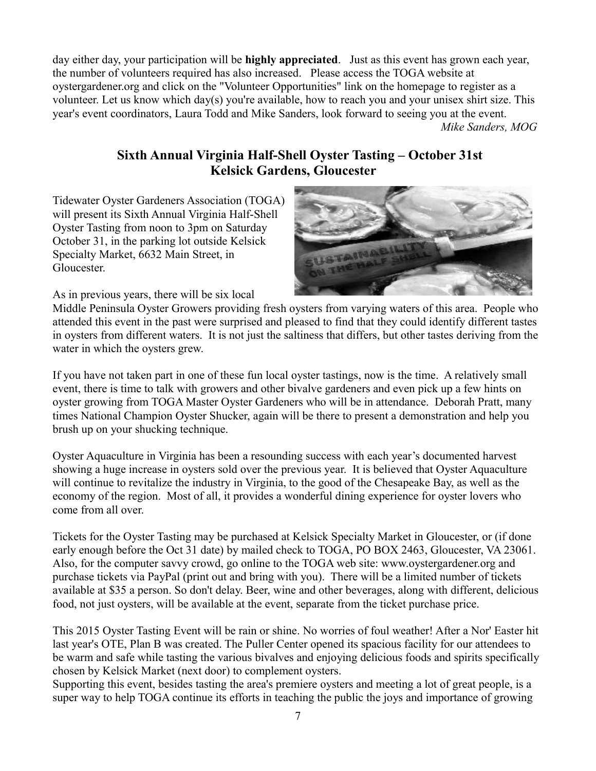day either day, your participation will be **highly appreciated**. Just as this event has grown each year, the number of volunteers required has also increased. Please access the TOGA website at oystergardener.org and click on the "Volunteer Opportunities" link on the homepage to register as a volunteer. Let us know which day(s) you're available, how to reach you and your unisex shirt size. This year's event coordinators, Laura Todd and Mike Sanders, look forward to seeing you at the event.

*Mike Sanders, MOG*

## Sixth Annual Virginia Half-Shell Oyster Tasting – October 31st Kelsick Gardens, Gloucester

Tidewater Oyster Gardeners Association (TOGA) will present its Sixth Annual Virginia Half-Shell Oyster Tasting from noon to 3pm on Saturday October 31, in the parking lot outside Kelsick Specialty Market, 6632 Main Street, in Gloucester.

As in previous years, there will be six local Middle Peninsula Oyster Growers providing fresh oysters from varying waters of this area. People who attended this event in the past were surprised and pleased to find that they could identify different tastes in oysters from different waters. It is not just the saltiness that differs, but other tastes deriving from the water in which the oysters grew.

If you have not taken part in one of these fun local oyster tastings, now is the time. A relatively small event, there is time to talk with growers and other bivalve gardeners and even pick up a few hints on oyster growing from TOGA Master Oyster Gardeners who will be in attendance. Deborah Pratt, many times National Champion Oyster Shucker, again will be there to present a demonstration and help you brush up on your shucking technique.

Oyster Aquaculture in Virginia has been a resounding success with each year's documented harvest showing a huge increase in oysters sold over the previous year. It is believed that Oyster Aquaculture will continue to revitalize the industry in Virginia, to the good of the Chesapeake Bay, as well as the economy of the region. Most of all, it provides a wonderful dining experience for oyster lovers who come from all over.

Tickets for the Oyster Tasting may be purchased at Kelsick Specialty Market in Gloucester, or (if done early enough before the Oct 31 date) by mailed check to TOGA, PO BOX 2463, Gloucester, VA 23061. Also, for the computer savvy crowd, go online to the TOGA web site: www.oystergardener.org and purchase tickets via PayPal (print out and bring with you). There will be a limited number of tickets available at $35 a person. So don't delay. Beer, wine and other beverages, along with different, delicious food, not just oysters, will be available at the event, separate from the ticket purchase price.

This 2015 Oyster Tasting Event will be rain or shine. No worries of foul weather! After a Nor' Easter hit last year's OTE, Plan B was created. The Puller Center opened its spacious facility for our attendees to be warm and safe while tasting the various bivalves and enjoying delicious foods and spirits specifically chosen by Kelsick Market (next door) to complement oysters.

Supporting this event, besides tasting the area's premiere oysters and meeting a lot of great people, is a super way to help TOGA continue its efforts in teaching the public the joys and importance of growing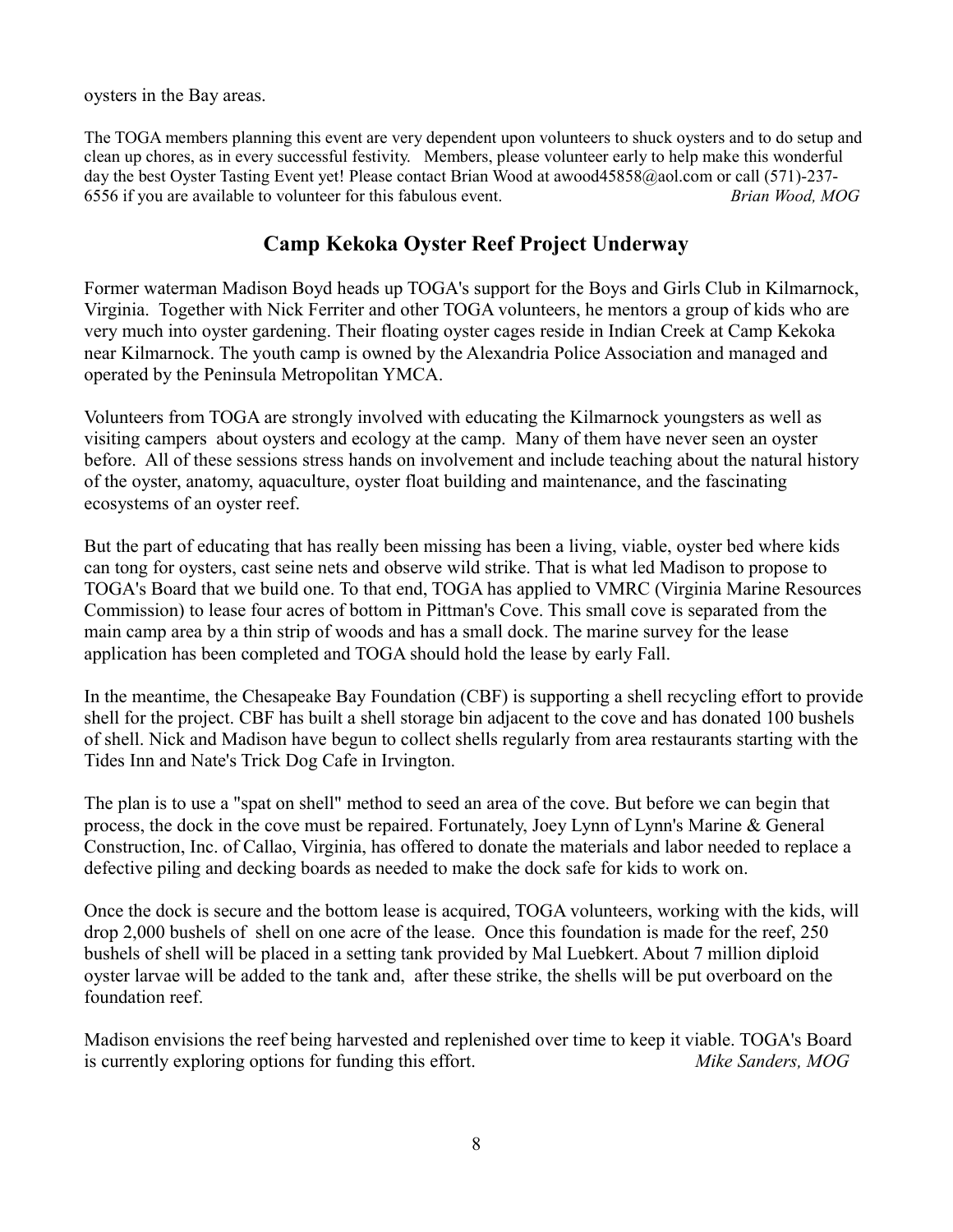oysters in the Bay areas.

The TOGA members planning this event are very dependent upon volunteers to shuck oysters and to do setup and clean up chores, as in every successful festivity. Members, please volunteer early to help make this wonderful day the best Oyster Tasting Event yet! Please contact Brian Wood at awood45858@aol.com or call (571)-237-6556 if you are available to volunteer for this fabulous event. *Brian Wood, MOG*

## Camp Kekoka Oyster Reef Project Underway

Former waterman Madison Boyd heads up TOGA's support for the Boys and Girls Club in Kilmarnock, Virginia. Together with Nick Ferriter and other TOGA volunteers, he mentors a group of kids who are very much into oyster gardening. Their floating oyster cages reside in Indian Creek at Camp Kekoka near Kilmarnock. The youth camp is owned by the Alexandria Police Association and managed and operated by the Peninsula Metropolitan YMCA.

Volunteers from TOGA are strongly involved with educating the Kilmarnock youngsters as well as visiting campers about oysters and ecology at the camp. Many of them have never seen an oyster before. All of these sessions stress hands on involvement and include teaching about the natural history of the oyster, anatomy, aquaculture, oyster float building and maintenance, and the fascinating ecosystems of an oyster reef.

But the part of educating that has really been missing has been a living, viable, oyster bed where kids can tong for oysters, cast seine nets and observe wild strike. That is what led Madison to propose to TOGA's Board that we build one. To that end, TOGA has applied to VMRC (Virginia Marine Resources Commission) to lease four acres of bottom in Pittman's Cove. This small cove is separated from the main camp area by a thin strip of woods and has a small dock. The marine survey for the lease application has been completed and TOGA should hold the lease by early Fall.

In the meantime, the Chesapeake Bay Foundation (CBF) is supporting a shell recycling effort to provide shell for the project. CBF has built a shell storage bin adjacent to the cove and has donated 100 bushels of shell. Nick and Madison have begun to collect shells regularly from area restaurants starting with the Tides Inn and Nate's Trick Dog Cafe in Irvington.

The plan is to use a "spat on shell" method to seed an area of the cove. But before we can begin that process, the dock in the cove must be repaired. Fortunately, Joey Lynn of Lynn's Marine & General Construction, Inc. of Callao, Virginia, has offered to donate the materials and labor needed to replace a defective piling and decking boards as needed to make the dock safe for kids to work on.

Once the dock is secure and the bottom lease is acquired, TOGA volunteers, working with the kids, will drop 2,000 bushels of shell on one acre of the lease. Once this foundation is made for the reef, 250 bushels of shell will be placed in a setting tank provided by Mal Luebkert. About 7 million diploid oyster larvae will be added to the tank and, after these strike, the shells will be put overboard on the foundation reef.

Madison envisions the reef being harvested and replenished over time to keep it viable. TOGA's Board is currently exploring options for funding this effort. *Mike Sanders, MOG*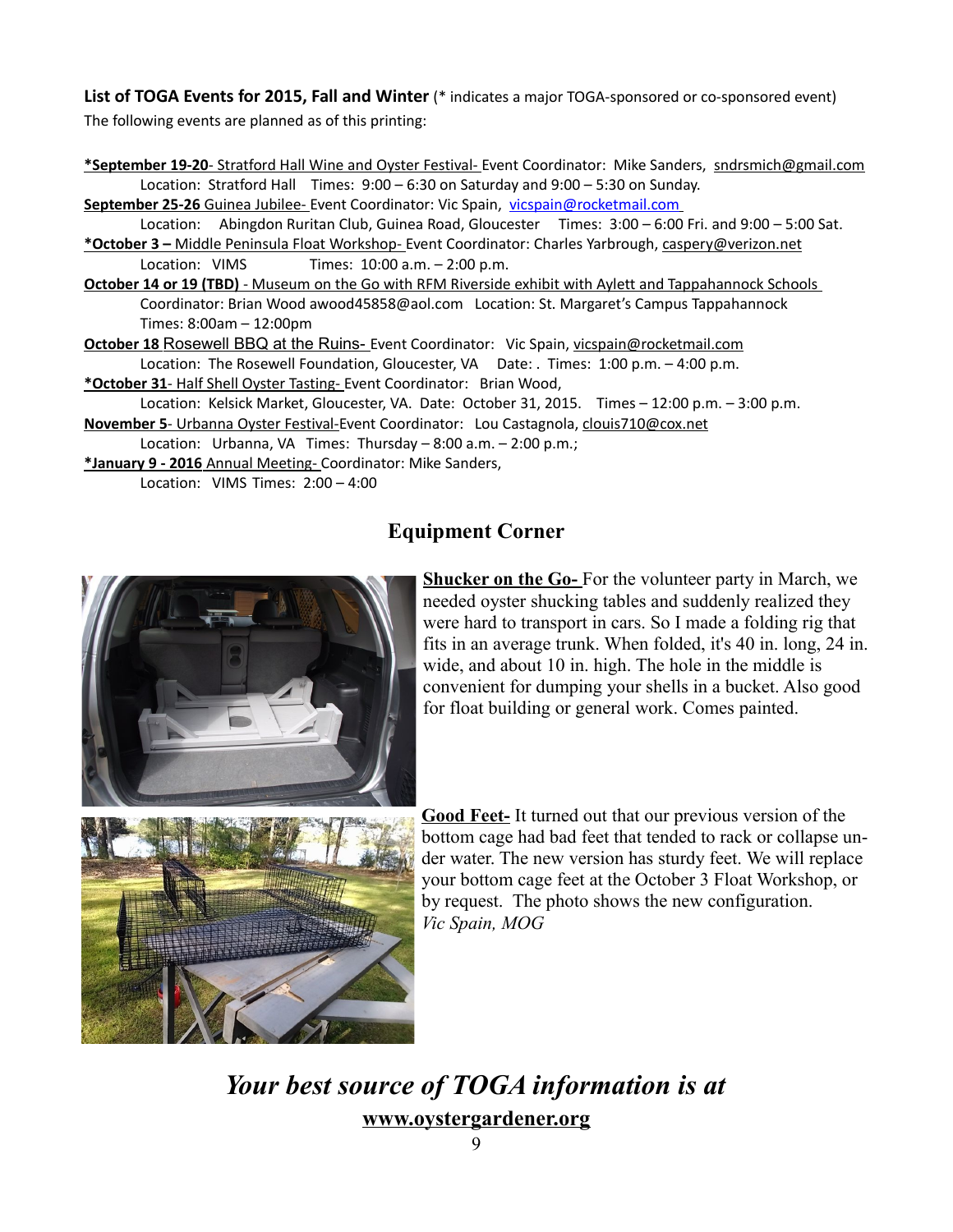**List of TOGA Events for 2015, Fall and Winter** (* indicates a major TOGA-sponsored or co-sponsored event)

The following events are planned as of this printing:

**\*September 19-20**- Stratford Hall Wine and Oyster Festival- Event Coordinator: Mike Sanders, sndrsmich@gmail.com
Location: Stratford Hall Times: 9:00 – 6:30 on Saturday and 9:00 – 5:30 on Sunday.

**September 25-26** Guinea Jubilee- Event Coordinator: Vic Spain, vicspain@rocketmail.com
Location: Abingdon Ruritan Club, Guinea Road, Gloucester Times: 3:00 – 6:00 Fri. and 9:00 – 5:00 Sat.

**\*October 3 –** Middle Peninsula Float Workshop- Event Coordinator: Charles Yarbrough, caspery@verizon.net
Location: VIMS Times: 10:00 a.m. – 2:00 p.m.

**October 14 or 19 (TBD)** - Museum on the Go with RFM Riverside exhibit with Aylett and Tappahannock Schools
Coordinator: Brian Wood awood45858@aol.com Location: St. Margaret's Campus Tappahannock
Times: 8:00am – 12:00pm

**October 18** Rosewell BBQ at the Ruins- Event Coordinator: Vic Spain, vicspain@rocketmail.com
Location: The Rosewell Foundation, Gloucester, VA Date: . Times: 1:00 p.m. – 4:00 p.m.

**\*October 31**- Half Shell Oyster Tasting- Event Coordinator: Brian Wood,
Location: Kelsick Market, Gloucester, VA. Date: October 31, 2015. Times – 12:00 p.m. – 3:00 p.m.

**November 5**- Urbanna Oyster Festival-Event Coordinator: Lou Castagnola, clouis710@cox.net
Location: Urbanna, VA Times: Thursday – 8:00 a.m. – 2:00 p.m.;

**\*January 9 - 2016** Annual Meeting- Coordinator: Mike Sanders,
Location: VIMS Times: 2:00 – 4:00

## Equipment Corner

**Shucker on the Go-** For the volunteer party in March, we needed oyster shucking tables and suddenly realized they were hard to transport in cars. So I made a folding rig that fits in an average trunk. When folded, it's 40 in. long, 24 in. wide, and about 10 in. high. The hole in the middle is convenient for dumping your shells in a bucket. Also good for float building or general work. Comes painted.

**Good Feet-** It turned out that our previous version of the bottom cage had bad feet that tended to rack or collapse under water. The new version has sturdy feet. We will replace your bottom cage feet at the October 3 Float Workshop, or by request. The photo shows the new configuration.
*Vic Spain, MOG*

***Your best source of TOGA information is at***
**www.oystergardener.org**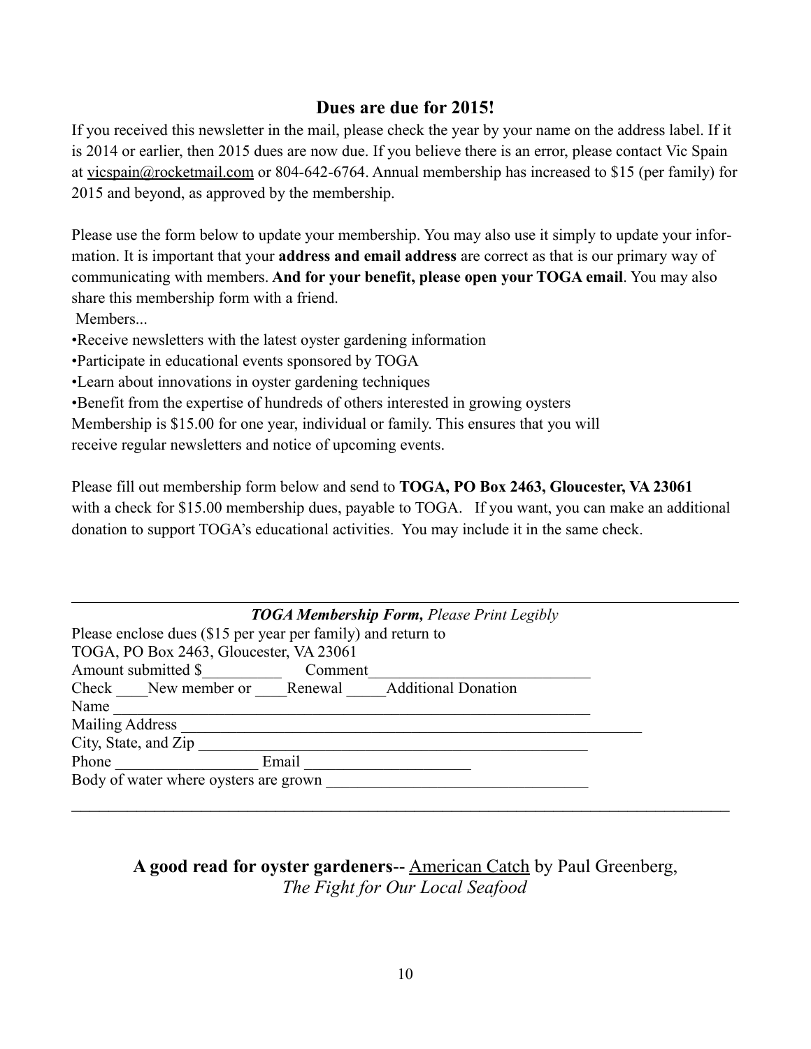## Dues are due for 2015!

If you received this newsletter in the mail, please check the year by your name on the address label. If it is 2014 or earlier, then 2015 dues are now due. If you believe there is an error, please contact Vic Spain at vicspain@rocketmail.com or 804-642-6764. Annual membership has increased to $15 (per family) for 2015 and beyond, as approved by the membership.

Please use the form below to update your membership. You may also use it simply to update your information. It is important that your **address and email address** are correct as that is our primary way of communicating with members. **And for your benefit, please open your TOGA email**. You may also share this membership form with a friend.

Members...

- Receive newsletters with the latest oyster gardening information
- Participate in educational events sponsored by TOGA
- Learn about innovations in oyster gardening techniques
- Benefit from the expertise of hundreds of others interested in growing oysters

Membership is $15.00 for one year, individual or family. This ensures that you will receive regular newsletters and notice of upcoming events.

Please fill out membership form below and send to **TOGA, PO Box 2463, Gloucester, VA 23061** with a check for $15.00 membership dues, payable to TOGA. If you want, you can make an additional donation to support TOGA's educational activities. You may include it in the same check.

---

***TOGA Membership Form,*** *Please Print Legibly*

Please enclose dues ($15 per year per family) and return to
TOGA, PO Box 2463, Gloucester, VA 23061

Amount submitted $__________ Comment_____________________________

Check ____New member or ____Renewal _____Additional Donation

Name _____________________________________________________________

Mailing Address _____________________________________________________________

City, State, and Zip ________________________________________________

Phone __________________ Email _____________________

Body of water where oysters are grown _________________________________

---

**A good read for oyster gardeners**-- American Catch by Paul Greenberg, *The Fight for Our Local Seafood*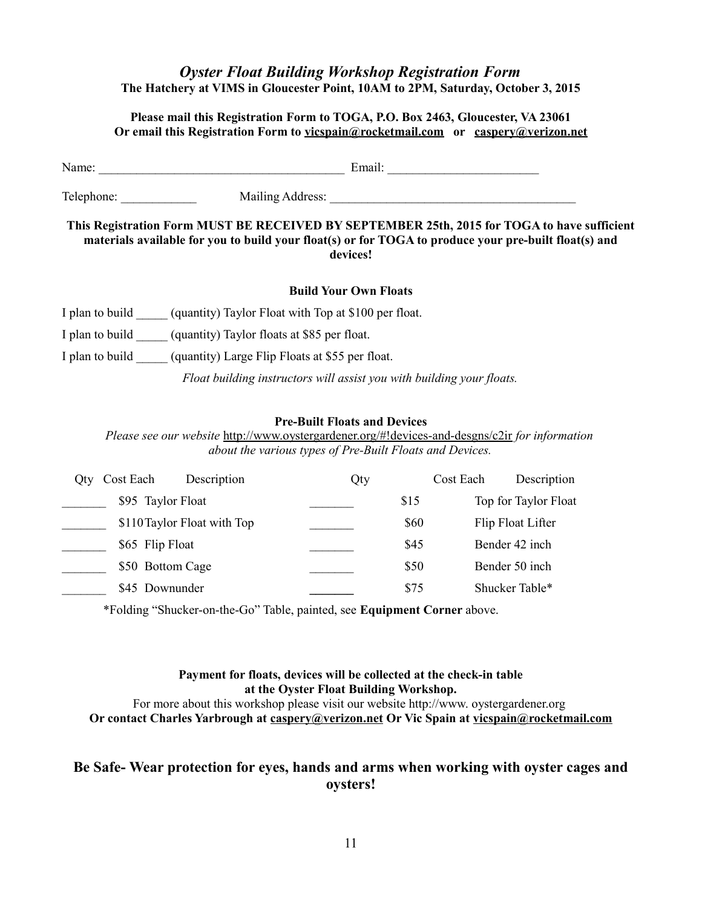## *Oyster Float Building Workshop Registration Form*

**The Hatchery at VIMS in Gloucester Point, 10AM to 2PM, Saturday, October 3, 2015**

**Please mail this Registration Form to TOGA, P.O. Box 2463, Gloucester, VA 23061**
**Or email this Registration Form to vicspain@rocketmail.com or caspery@verizon.net**

Name: ______________________________________ Email: _______________________

Telephone: ___________ Mailing Address: ______________________________________

**This Registration Form MUST BE RECEIVED BY SEPTEMBER 25th, 2015 for TOGA to have sufficient materials available for you to build your float(s) or for TOGA to produce your pre-built float(s) and devices!**

### Build Your Own Floats

I plan to build _____ (quantity) Taylor Float with Top at $100 per float.

I plan to build _____ (quantity) Taylor floats at $85 per float.

I plan to build _____ (quantity) Large Flip Floats at $55 per float.

*Float building instructors will assist you with building your floats.*

### Pre-Built Floats and Devices

*Please see our website* http://www.oystergardener.org/#!devices-and-desgns/c2ir *for information about the various types of Pre-Built Floats and Devices.*

| Qty | Cost Each | Description | Qty | Cost Each | Description |
|---|---|---|---|---|---|
| _______ | $95 | Taylor Float | _______ | $15 | Top for Taylor Float |
| _______ | $110 | Taylor Float with Top | _______ | $60 | Flip Float Lifter |
| _______ | $65 | Flip Float | _______ | $45 | Bender 42 inch |
| _______ | $50 | Bottom Cage | _______ | $50 | Bender 50 inch |
| _______ | $45 | Downunder | _______ | $75 | Shucker Table* |

*Folding "Shucker-on-the-Go" Table, painted, see **Equipment Corner** above.

**Payment for floats, devices will be collected at the check-in table at the Oyster Float Building Workshop.**
For more about this workshop please visit our website http://www. oystergardener.org
**Or contact Charles Yarbrough at caspery@verizon.net Or Vic Spain at vicspain@rocketmail.com**

## Be Safe- Wear protection for eyes, hands and arms when working with oyster cages and oysters!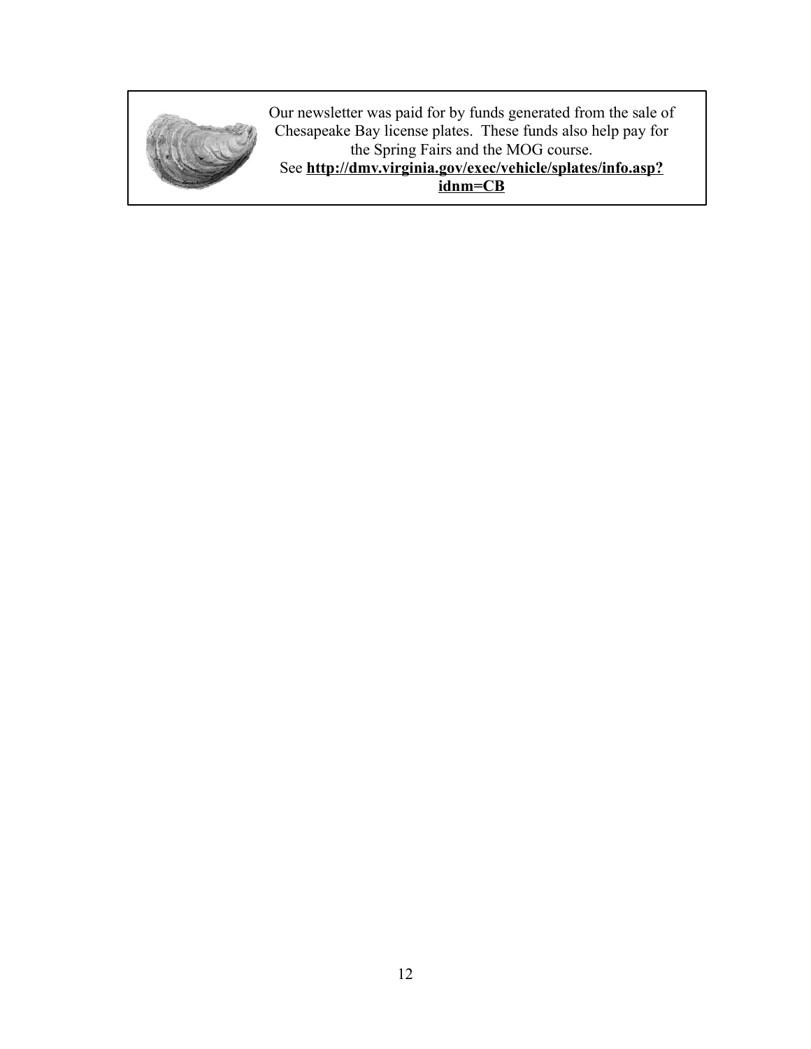Our newsletter was paid for by funds generated from the sale of Chesapeake Bay license plates. These funds also help pay for the Spring Fairs and the MOG course.
See **http://dmv.virginia.gov/exec/vehicle/splates/info.asp?idnm=CB**